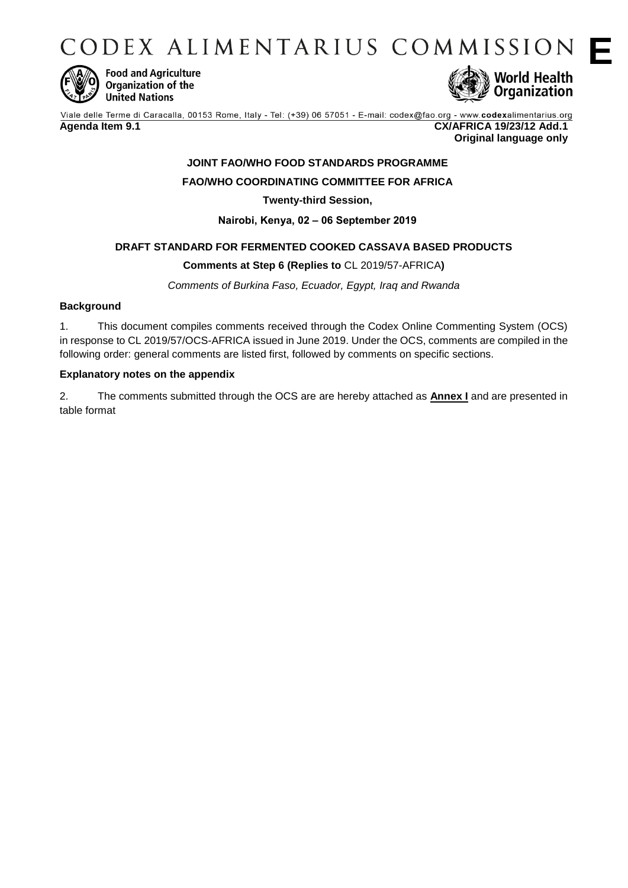# CODEX ALIMENTARIUS COMMISSION **E**

Food and Agriculture Organization of the United Nations

World Health Organization

Viale delle Terme di Caracalla, 00153 Rome, Italy - Tel: (+39) 06 57051 - E-mail: codex@fao.org - www.codexalimentarius.org

**Agenda Item 9.1** **CX/AFRICA 19/23/12 Add.1**
**Original language only**

**JOINT FAO/WHO FOOD STANDARDS PROGRAMME**

**FAO/WHO COORDINATING COMMITTEE FOR AFRICA**

**Twenty-third Session,**

**Nairobi, Kenya, 02 – 06 September 2019**

**DRAFT STANDARD FOR FERMENTED COOKED CASSAVA BASED PRODUCTS**

**Comments at Step 6 (Replies to** CL 2019/57-AFRICA**)**

*Comments of Burkina Faso, Ecuador, Egypt, Iraq and Rwanda*

**Background**

1. This document compiles comments received through the Codex Online Commenting System (OCS) in response to CL 2019/57/OCS-AFRICA issued in June 2019. Under the OCS, comments are compiled in the following order: general comments are listed first, followed by comments on specific sections.

**Explanatory notes on the appendix**

2. The comments submitted through the OCS are are hereby attached as **Annex I** and are presented in table format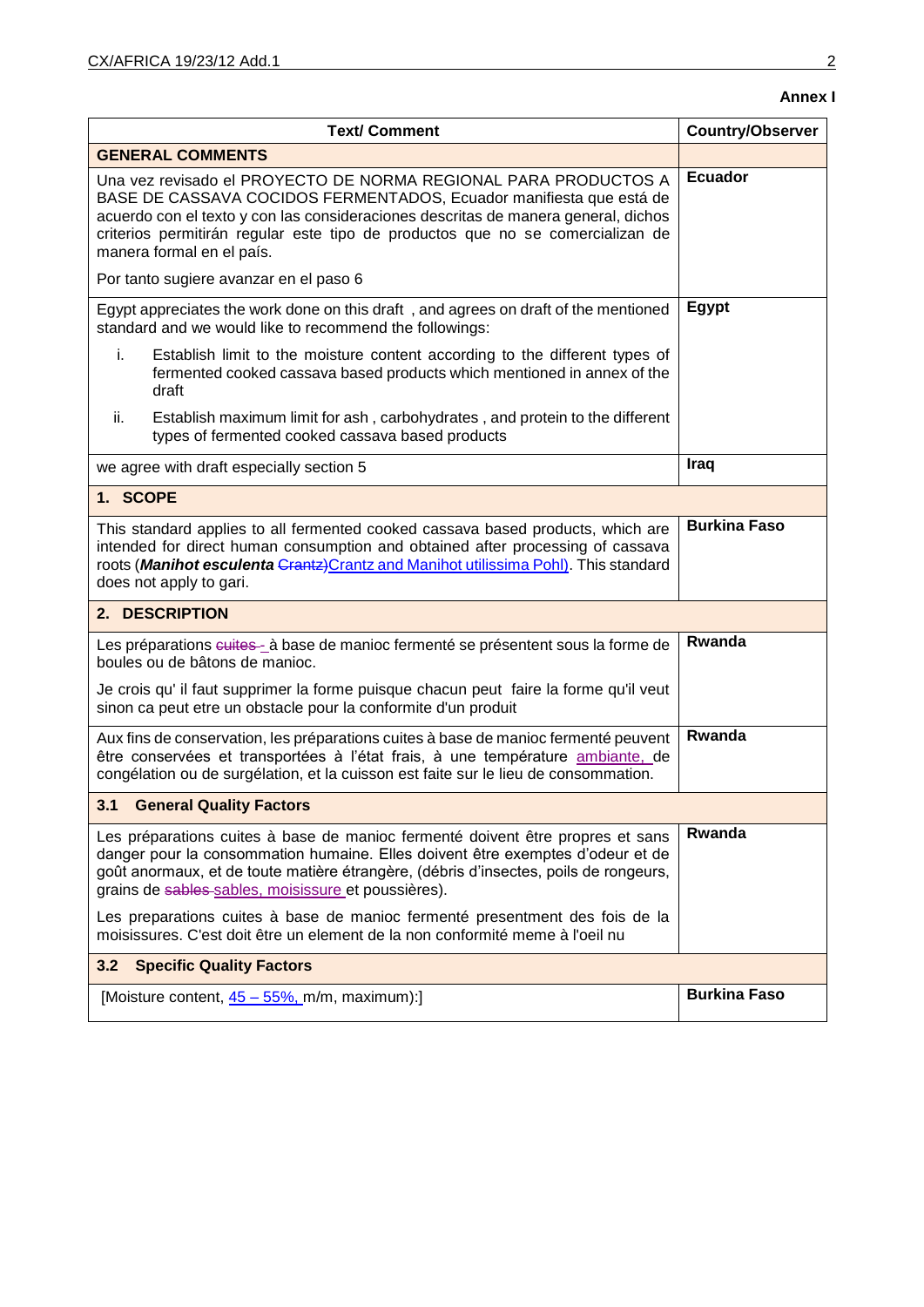**Annex I**

| Text/ Comment | Country/Observer |
|---|---|
| **GENERAL COMMENTS** | |
| Una vez revisado el PROYECTO DE NORMA REGIONAL PARA PRODUCTOS A BASE DE CASSAVA COCIDOS FERMENTADOS, Ecuador manifiesta que está de acuerdo con el texto y con las consideraciones descritas de manera general, dichos criterios permitirán regular este tipo de productos que no se comercializan de manera formal en el país.<br><br>Por tanto sugiere avanzar en el paso 6 | **Ecuador** |
| Egypt appreciates the work done on this draft , and agrees on draft of the mentioned standard and we would like to recommend the followings:<br><br>i. Establish limit to the moisture content according to the different types of fermented cooked cassava based products which mentioned in annex of the draft<br><br>ii. Establish maximum limit for ash , carbohydrates , and protein to the different types of fermented cooked cassava based products | **Egypt** |
| we agree with draft especially section 5 | **Iraq** |
| **1. SCOPE** | |
| This standard applies to all fermented cooked cassava based products, which are intended for direct human consumption and obtained after processing of cassava roots (***Manihot esculenta*** ~~Crantz)~~Crantz and Manihot utilissima Pohl). This standard does not apply to gari. | **Burkina Faso** |
| **2. DESCRIPTION** | |
| Les préparations ~~cuites~~ à base de manioc fermenté se présentent sous la forme de boules ou de bâtons de manioc.<br><br>Je crois qu' il faut supprimer la forme puisque chacun peut faire la forme qu'il veut sinon ca peut etre un obstacle pour la conformite d'un produit | **Rwanda** |
| Aux fins de conservation, les préparations cuites à base de manioc fermenté peuvent être conservées et transportées à l'état frais, à une température ambiante, de congélation ou de surgélation, et la cuisson est faite sur le lieu de consommation. | **Rwanda** |
| **3.1 General Quality Factors** | |
| Les préparations cuites à base de manioc fermenté doivent être propres et sans danger pour la consommation humaine. Elles doivent être exemptes d'odeur et de goût anormaux, et de toute matière étrangère, (débris d'insectes, poils de rongeurs, grains de ~~sables~~ sables, moisissure et poussières).<br><br>Les preparations cuites à base de manioc fermenté presentment des fois de la moisissures. C'est doit être un element de la non conformité meme à l'oeil nu | **Rwanda** |
| **3.2 Specific Quality Factors** | |
| [Moisture content, 45 – 55%, m/m, maximum):] | **Burkina Faso** |